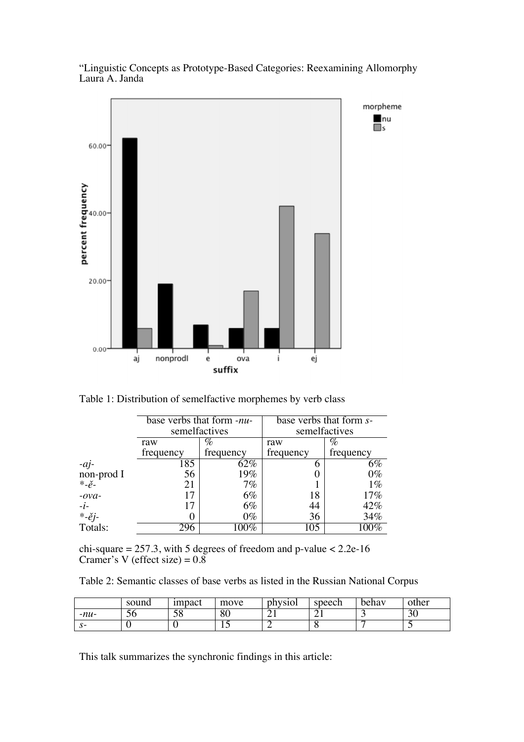“Linguistic Concepts as Prototype-Based Categories: Reexamining Allomorphy
Laura A. Janda

Table 1: Distribution of semelfactive morphemes by verb class

| | base verbs that form *-nu-* semelfactives | | base verbs that form *s-* semelfactives | |
|---|---|---|---|---|
| | raw frequency | % frequency | raw frequency | % frequency |
| *-aj-* | 185 | 62% | 6 | 6% |
| non-prod I | 56 | 19% | 0 | 0% |
| *\*-ě-* | 21 | 7% | 1 | 1% |
| *-ova-* | 17 | 6% | 18 | 17% |
| *-i-* | 17 | 6% | 44 | 42% |
| *\*-ěj-* | 0 | 0% | 36 | 34% |
| Totals: | 296 | 100% | 105 | 100% |

chi-square = 257.3, with 5 degrees of freedom and p-value < 2.2e-16
Cramer's V (effect size) = 0.8

Table 2: Semantic classes of base verbs as listed in the Russian National Corpus

| | sound | impact | move | physiol | speech | behav | other |
|---|---|---|---|---|---|---|---|
| *-nu-* | 56 | 58 | 80 | 21 | 21 | 3 | 30 |
| *s-* | 0 | 0 | 15 | 2 | 8 | 7 | 5 |

This talk summarizes the synchronic findings in this article: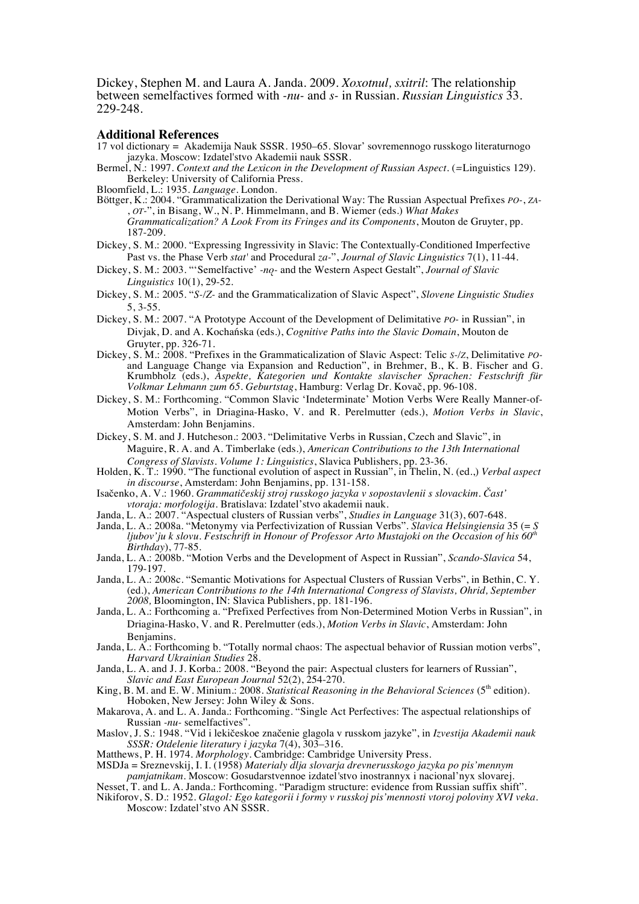Dickey, Stephen M. and Laura A. Janda. 2009. *Xoxotnul, sxitril*: The relationship between semelfactives formed with *-nu-* and *s-* in Russian. *Russian Linguistics* 33. 229-248.

## Additional References

17 vol dictionary = Akademija Nauk SSSR. 1950–65. Slovar' sovremennogo russkogo literaturnogo jazyka. Moscow: Izdatel'stvo Akademii nauk SSSR.

Bermel, N.: 1997. *Context and the Lexicon in the Development of Russian Aspect*. (=Linguistics 129). Berkeley: University of California Press.

Bloomfield, L.: 1935. *Language*. London.

Böttger, K.: 2004. "Grammaticalization the Derivational Way: The Russian Aspectual Prefixes *PO-*, *ZA-*, *OT-*", in Bisang, W., N. P. Himmelmann, and B. Wiemer (eds.) *What Makes Grammaticalization? A Look From its Fringes and its Components*, Mouton de Gruyter, pp. 187-209.

Dickey, S. M.: 2000. "Expressing Ingressivity in Slavic: The Contextually-Conditioned Imperfective Past vs. the Phase Verb *stat'* and Procedural *za-*", *Journal of Slavic Linguistics* 7(1), 11-44.

Dickey, S. M.: 2003. "'Semelfactive' *-nǫ-* and the Western Aspect Gestalt", *Journal of Slavic Linguistics* 10(1), 29-52.

Dickey, S. M.: 2005. "*S-/Z-* and the Grammaticalization of Slavic Aspect", *Slovene Linguistic Studies* 5, 3-55.

Dickey, S. M.: 2007. "A Prototype Account of the Development of Delimitative *PO-* in Russian", in Divjak, D. and A. Kochańska (eds.), *Cognitive Paths into the Slavic Domain*, Mouton de Gruyter, pp. 326-71.

Dickey, S. M.: 2008. "Prefixes in the Grammaticalization of Slavic Aspect: Telic *S-/Z*, Delimitative *PO-* and Language Change via Expansion and Reduction", in Brehmer, B., K. B. Fischer and G. Krumbholz (eds.), *Aspekte, Kategorien und Kontakte slavischer Sprachen: Festschrift für Volkmar Lehmann zum 65. Geburtstag*, Hamburg: Verlag Dr. Kovač, pp. 96-108.

Dickey, S. M.: Forthcoming. "Common Slavic 'Indeterminate' Motion Verbs Were Really Manner-of-Motion Verbs", in Driagina-Hasko, V. and R. Perelmutter (eds.), *Motion Verbs in Slavic*, Amsterdam: John Benjamins.

Dickey, S. M. and J. Hutcheson.: 2003. "Delimitative Verbs in Russian, Czech and Slavic", in Maguire, R. A. and A. Timberlake (eds.), *American Contributions to the 13th International Congress of Slavists. Volume 1: Linguistics*, Slavica Publishers, pp. 23-36.

Holden, K. T.: 1990. "The functional evolution of aspect in Russian", in Thelin, N. (ed.,) *Verbal aspect in discourse*, Amsterdam: John Benjamins, pp. 131-158.

Isačenko, A. V.: 1960. *Grammatičeskij stroj russkogo jazyka v sopostavlenii s slovackim. Čast' vtoraja: morfologija*. Bratislava: Izdatel'stvo akademii nauk.

Janda, L. A.: 2007. "Aspectual clusters of Russian verbs", *Studies in Language* 31(3), 607-648.

Janda, L. A.: 2008a. "Metonymy via Perfectivization of Russian Verbs". *Slavica Helsingiensia* 35 (= *S ljubov'ju k slovu. Festschrift in Honour of Professor Arto Mustajoki on the Occasion of his 60th Birthday*), 77-85.

Janda, L. A.: 2008b. "Motion Verbs and the Development of Aspect in Russian", *Scando-Slavica* 54, 179-197.

Janda, L. A.: 2008c. "Semantic Motivations for Aspectual Clusters of Russian Verbs", in Bethin, C. Y. (ed.), *American Contributions to the 14th International Congress of Slavists, Ohrid, September 2008*, Bloomington, IN: Slavica Publishers, pp. 181-196.

Janda, L. A.: Forthcoming a. "Prefixed Perfectives from Non-Determined Motion Verbs in Russian", in Driagina-Hasko, V. and R. Perelmutter (eds.), *Motion Verbs in Slavic*, Amsterdam: John Benjamins.

Janda, L. A.: Forthcoming b. "Totally normal chaos: The aspectual behavior of Russian motion verbs", *Harvard Ukrainian Studies* 28.

Janda, L. A. and J. J. Korba.: 2008. "Beyond the pair: Aspectual clusters for learners of Russian", *Slavic and East European Journal* 52(2), 254-270.

King, B. M. and E. W. Minium.: 2008. *Statistical Reasoning in the Behavioral Sciences* (5th edition). Hoboken, New Jersey: John Wiley & Sons.

Makarova, A. and L. A. Janda.: Forthcoming. "Single Act Perfectives: The aspectual relationships of Russian *-nu-* semelfactives".

Maslov, J. S.: 1948. "Vid i lekičeskoe značenie glagola v russkom jazyke", in *Izvestija Akademii nauk SSSR: Otdelenie literatury i jazyka* 7(4), 303–316.

Matthews, P. H. 1974. *Morphology*. Cambridge: Cambridge University Press.

MSDJa = Sreznevskij, I. I. (1958) *Materialy dlja slovarja drevnerusskogo jazyka po pis'mennym pamjatnikam*. Moscow: Gosudarstvennoe izdatel'stvo inostrannyx i nacional'nyx slovarej.

Nesset, T. and L. A. Janda.: Forthcoming. "Paradigm structure: evidence from Russian suffix shift".

Nikiforov, S. D.: 1952. *Glagol: Ego kategorii i formy v russkoj pis'mennosti vtoroj poloviny XVI veka*. Moscow: Izdatel'stvo AN SSSR.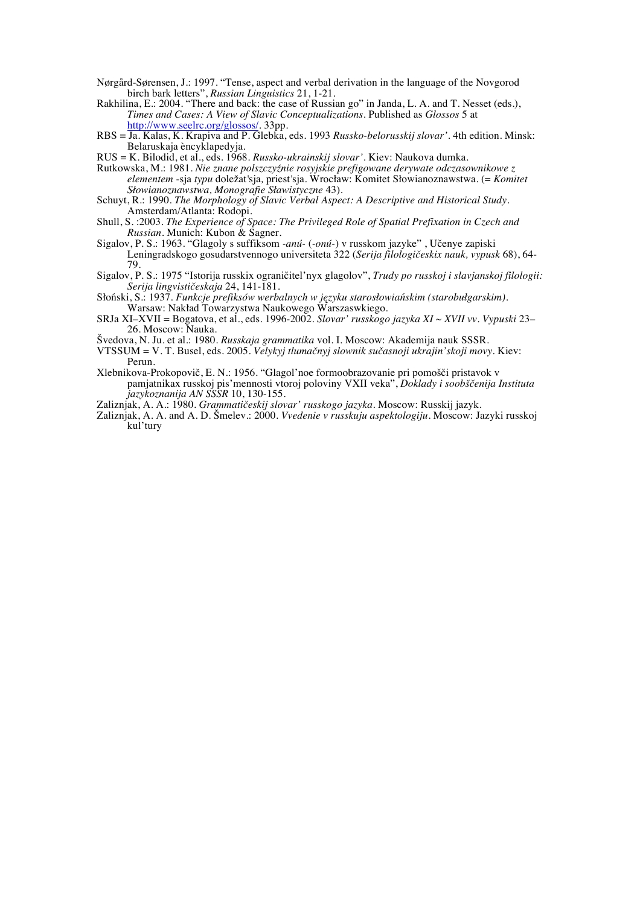Nørgård-Sørensen, J.: 1997. "Tense, aspect and verbal derivation in the language of the Novgorod birch bark letters", *Russian Linguistics* 21, 1-21.

Rakhilina, E.: 2004. "There and back: the case of Russian go" in Janda, L. A. and T. Nesset (eds.), *Times and Cases: A View of Slavic Conceptualizations*. Published as *Glossos* 5 at http://www.seelrc.org/glossos/. 33pp.

RBS = Ja. Kalas, K. Krapiva and P. Glebka, eds. 1993 *Russko-belorusskij slovar'*. 4th edition. Minsk: Belaruskaja èncyklapedyja.

RUS = K. Bilodid, et al., eds. 1968. *Russko-ukrainskij slovar'*. Kiev: Naukova dumka.

Rutkowska, M.: 1981. *Nie znane polszczyźnie rosyjskie prefigowane derywate odczasownikowe z elementem* -sja *typu* doležat'sja, priest'sja. Wrocław: Komitet Słowianoznawstwa. (= *Komitet Słowianoznawstwa, Monografie Sławistyczne* 43).

Schuyt, R.: 1990. *The Morphology of Slavic Verbal Aspect: A Descriptive and Historical Study*. Amsterdam/Atlanta: Rodopi.

Shull, S. :2003. *The Experience of Space: The Privileged Role of Spatial Prefixation in Czech and Russian*. Munich: Kubon & Sagner.

Sigalov, P. S.: 1963. "Glagoly s suffiksom *-anú-* (*-onú-*) v russkom jazyke" , Učenye zapiski Leningradskogo gosudarstvennogo universiteta 322 (*Serija filologičeskix nauk, vypusk* 68), 64-79.

Sigalov, P. S.: 1975 "Istorija russkix ograničitel'nyx glagolov", *Trudy po russkoj i slavjanskoj filologii: Serija lingvističeskaja* 24, 141-181.

Słoński, S.: 1937. *Funkcje prefiksów werbalnych w języku starosłowiańskim (starobułgarskim)*. Warsaw: Nakład Towarzystwa Naukowego Warszaswkiego.

SRJa XI–XVII = Bogatova, et al., eds. 1996-2002. *Slovar' russkogo jazyka XI ~ XVII vv. Vypuski* 23–26. Moscow: Nauka.

Švedova, N. Ju. et al.: 1980. *Russkaja grammatika* vol. I. Moscow: Akademija nauk SSSR.

VTSSUM = V. T. Busel, eds. 2005. *Velykyj tlumačnyj slovnik sučasnoji ukrajin'skoji movy*. Kiev: Perun.

Xlebnikova-Prokopovič, E. N.: 1956. "Glagol'noe formoobrazovanie pri pomošči pristavok v pamjatnikax russkoj pis'mennosti vtoroj poloviny VXII veka", *Doklady i soobščenija Instituta jazykoznanija AN SSSR* 10, 130-155.

Zaliznjak, A. A.: 1980. *Grammatičeskij slovar' russkogo jazyka*. Moscow: Russkij jazyk.

Zaliznjak, A. A. and A. D. Šmelev.: 2000. *Vvedenie v russkuju aspektologiju*. Moscow: Jazyki russkoj kul'tury